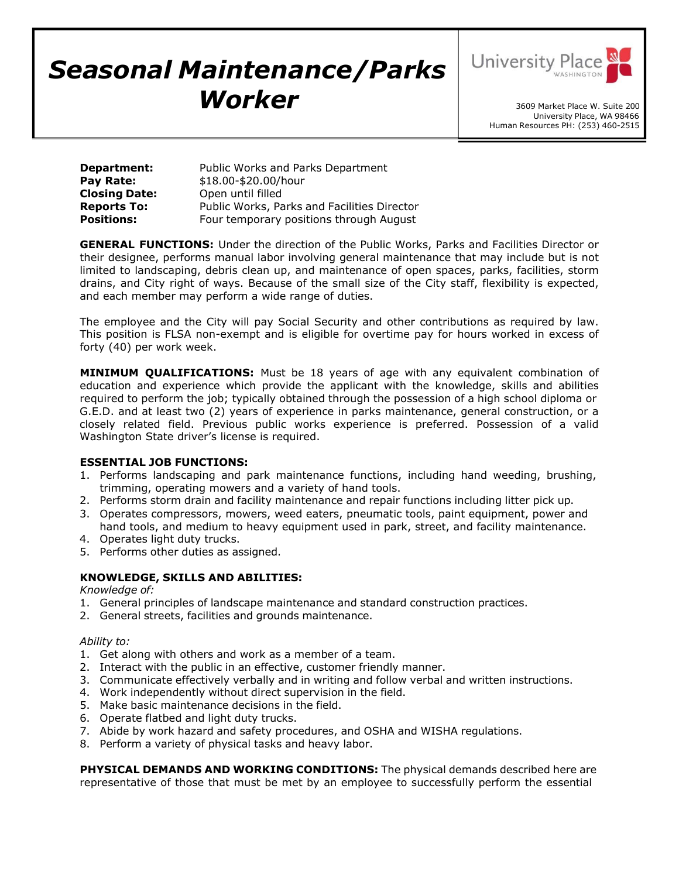# Seasonal Maintenance/Parks Worker

University Place
WASHINGTON

3609 Market Place W. Suite 200
University Place, WA 98466
Human Resources PH: (253) 460-2515

| | |
|---|---|
| **Department:** | Public Works and Parks Department |
| **Pay Rate:** | $18.00-$20.00/hour |
| **Closing Date:** | Open until filled |
| **Reports To:** | Public Works, Parks and Facilities Director |
| **Positions:** | Four temporary positions through August |

**GENERAL FUNCTIONS:** Under the direction of the Public Works, Parks and Facilities Director or their designee, performs manual labor involving general maintenance that may include but is not limited to landscaping, debris clean up, and maintenance of open spaces, parks, facilities, storm drains, and City right of ways. Because of the small size of the City staff, flexibility is expected, and each member may perform a wide range of duties.

The employee and the City will pay Social Security and other contributions as required by law. This position is FLSA non-exempt and is eligible for overtime pay for hours worked in excess of forty (40) per work week.

**MINIMUM QUALIFICATIONS:** Must be 18 years of age with any equivalent combination of education and experience which provide the applicant with the knowledge, skills and abilities required to perform the job; typically obtained through the possession of a high school diploma or G.E.D. and at least two (2) years of experience in parks maintenance, general construction, or a closely related field. Previous public works experience is preferred. Possession of a valid Washington State driver's license is required.

**ESSENTIAL JOB FUNCTIONS:**

1. Performs landscaping and park maintenance functions, including hand weeding, brushing, trimming, operating mowers and a variety of hand tools.
2. Performs storm drain and facility maintenance and repair functions including litter pick up.
3. Operates compressors, mowers, weed eaters, pneumatic tools, paint equipment, power and hand tools, and medium to heavy equipment used in park, street, and facility maintenance.
4. Operates light duty trucks.
5. Performs other duties as assigned.

**KNOWLEDGE, SKILLS AND ABILITIES:**

*Knowledge of:*

1. General principles of landscape maintenance and standard construction practices.
2. General streets, facilities and grounds maintenance.

*Ability to:*

1. Get along with others and work as a member of a team.
2. Interact with the public in an effective, customer friendly manner.
3. Communicate effectively verbally and in writing and follow verbal and written instructions.
4. Work independently without direct supervision in the field.
5. Make basic maintenance decisions in the field.
6. Operate flatbed and light duty trucks.
7. Abide by work hazard and safety procedures, and OSHA and WISHA regulations.
8. Perform a variety of physical tasks and heavy labor.

**PHYSICAL DEMANDS AND WORKING CONDITIONS:** The physical demands described here are representative of those that must be met by an employee to successfully perform the essential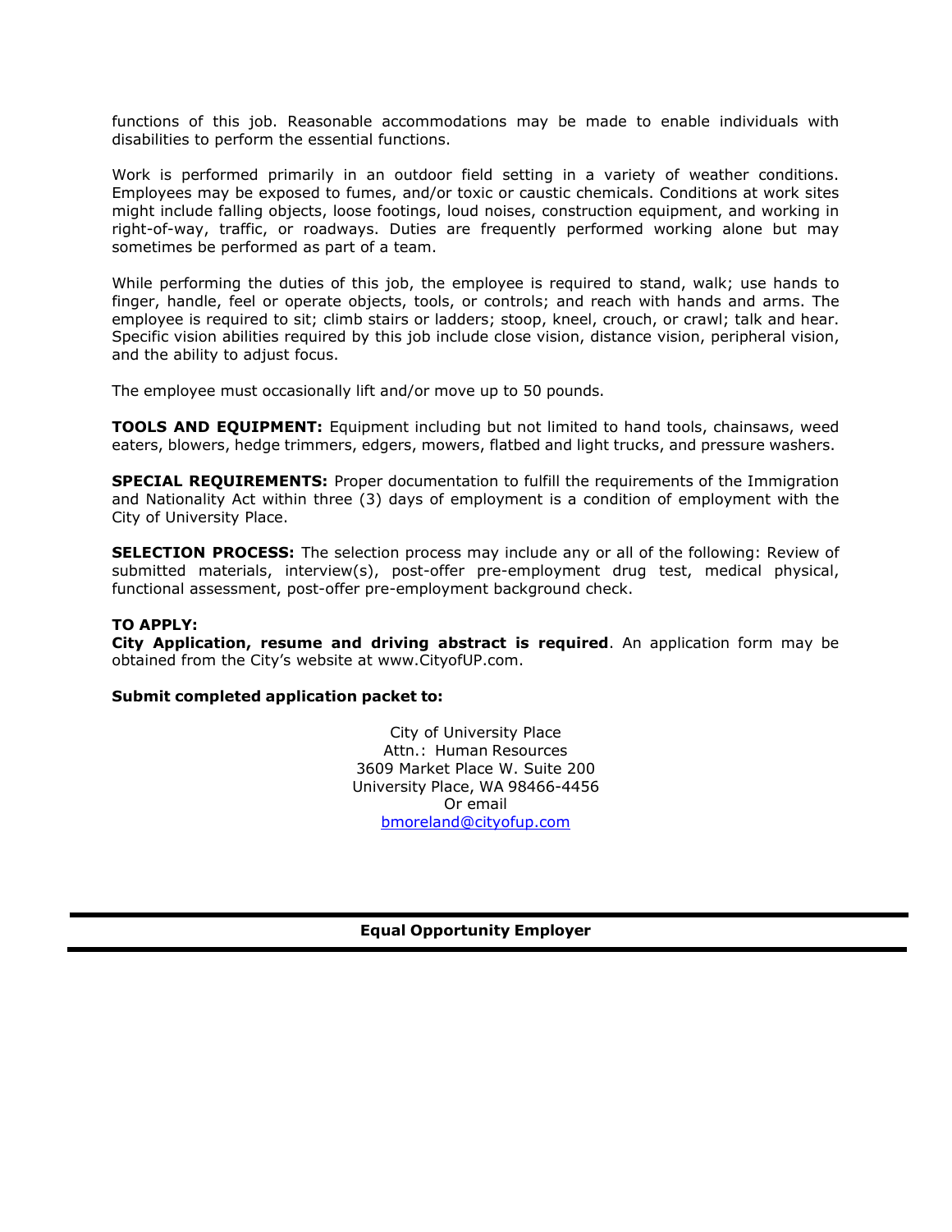functions of this job. Reasonable accommodations may be made to enable individuals with disabilities to perform the essential functions.

Work is performed primarily in an outdoor field setting in a variety of weather conditions. Employees may be exposed to fumes, and/or toxic or caustic chemicals. Conditions at work sites might include falling objects, loose footings, loud noises, construction equipment, and working in right-of-way, traffic, or roadways. Duties are frequently performed working alone but may sometimes be performed as part of a team.

While performing the duties of this job, the employee is required to stand, walk; use hands to finger, handle, feel or operate objects, tools, or controls; and reach with hands and arms. The employee is required to sit; climb stairs or ladders; stoop, kneel, crouch, or crawl; talk and hear. Specific vision abilities required by this job include close vision, distance vision, peripheral vision, and the ability to adjust focus.

The employee must occasionally lift and/or move up to 50 pounds.

**TOOLS AND EQUIPMENT:** Equipment including but not limited to hand tools, chainsaws, weed eaters, blowers, hedge trimmers, edgers, mowers, flatbed and light trucks, and pressure washers.

**SPECIAL REQUIREMENTS:** Proper documentation to fulfill the requirements of the Immigration and Nationality Act within three (3) days of employment is a condition of employment with the City of University Place.

**SELECTION PROCESS:** The selection process may include any or all of the following: Review of submitted materials, interview(s), post-offer pre-employment drug test, medical physical, functional assessment, post-offer pre-employment background check.

**TO APPLY:**
**City Application, resume and driving abstract is required**. An application form may be obtained from the City's website at www.CityofUP.com.

**Submit completed application packet to:**

City of University Place
Attn.: Human Resources
3609 Market Place W. Suite 200
University Place, WA 98466-4456
Or email
bmoreland@cityofup.com

---

**Equal Opportunity Employer**

---